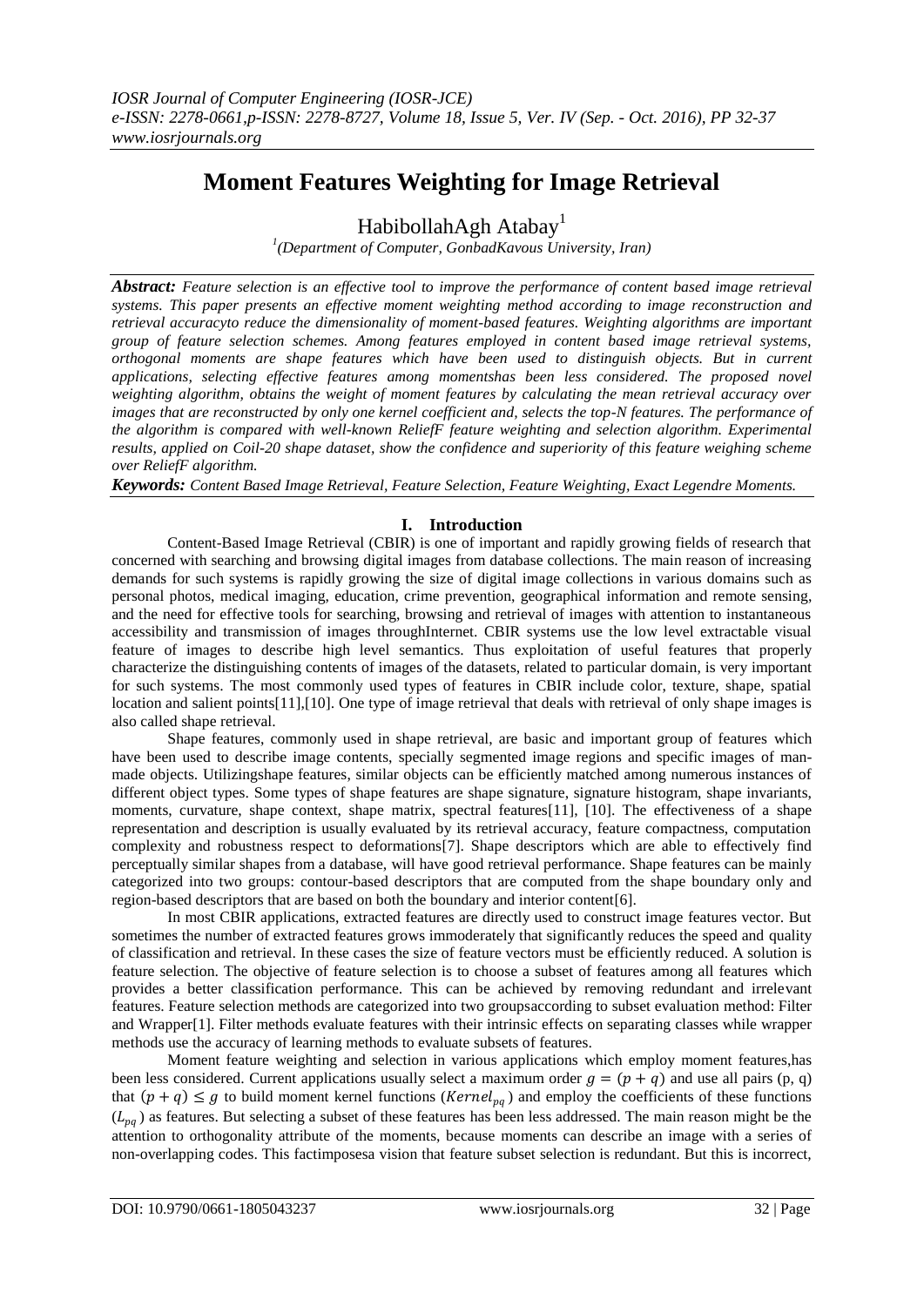# Moment Features Weighting for Image Retrieval

HabibollahAgh Atabay[1]

[1](Department of Computer, GonbadKavous University, Iran)

***Abstract:*** *Feature selection is an effective tool to improve the performance of content based image retrieval systems. This paper presents an effective moment weighting method according to image reconstruction and retrieval accuracyto reduce the dimensionality of moment-based features. Weighting algorithms are important group of feature selection schemes. Among features employed in content based image retrieval systems, orthogonal moments are shape features which have been used to distinguish objects. But in current applications, selecting effective features among momentshas been less considered. The proposed novel weighting algorithm, obtains the weight of moment features by calculating the mean retrieval accuracy over images that are reconstructed by only one kernel coefficient and, selects the top-N features. The performance of the algorithm is compared with well-known ReliefF feature weighting and selection algorithm. Experimental results, applied on Coil-20 shape dataset, show the confidence and superiority of this feature weighing scheme over ReliefF algorithm.*

***Keywords:*** *Content Based Image Retrieval, Feature Selection, Feature Weighting, Exact Legendre Moments.*

## I. Introduction

Content-Based Image Retrieval (CBIR) is one of important and rapidly growing fields of research that concerned with searching and browsing digital images from database collections. The main reason of increasing demands for such systems is rapidly growing the size of digital image collections in various domains such as personal photos, medical imaging, education, crime prevention, geographical information and remote sensing, and the need for effective tools for searching, browsing and retrieval of images with attention to instantaneous accessibility and transmission of images throughInternet. CBIR systems use the low level extractable visual feature of images to describe high level semantics. Thus exploitation of useful features that properly characterize the distinguishing contents of images of the datasets, related to particular domain, is very important for such systems. The most commonly used types of features in CBIR include color, texture, shape, spatial location and salient points[11],[10]. One type of image retrieval that deals with retrieval of only shape images is also called shape retrieval.

Shape features, commonly used in shape retrieval, are basic and important group of features which have been used to describe image contents, specially segmented image regions and specific images of man-made objects. Utilizingshape features, similar objects can be efficiently matched among numerous instances of different object types. Some types of shape features are shape signature, signature histogram, shape invariants, moments, curvature, shape context, shape matrix, spectral features[11], [10]. The effectiveness of a shape representation and description is usually evaluated by its retrieval accuracy, feature compactness, computation complexity and robustness respect to deformations[7]. Shape descriptors which are able to effectively find perceptually similar shapes from a database, will have good retrieval performance. Shape features can be mainly categorized into two groups: contour-based descriptors that are computed from the shape boundary only and region-based descriptors that are based on both the boundary and interior content[6].

In most CBIR applications, extracted features are directly used to construct image features vector. But sometimes the number of extracted features grows immoderately that significantly reduces the speed and quality of classification and retrieval. In these cases the size of feature vectors must be efficiently reduced. A solution is feature selection. The objective of feature selection is to choose a subset of features among all features which provides a better classification performance. This can be achieved by removing redundant and irrelevant features. Feature selection methods are categorized into two groupsaccording to subset evaluation method: Filter and Wrapper[1]. Filter methods evaluate features with their intrinsic effects on separating classes while wrapper methods use the accuracy of learning methods to evaluate subsets of features.

Moment feature weighting and selection in various applications which employ moment features,has been less considered. Current applications usually select a maximum order $g = (p + q)$ and use all pairs (p, q) that $(p + q) \leq g$ to build moment kernel functions ($Kernel_{pq}$) and employ the coefficients of these functions ($L_{pq}$) as features. But selecting a subset of these features has been less addressed. The main reason might be the attention to orthogonality attribute of the moments, because moments can describe an image with a series of non-overlapping codes. This factimposesa vision that feature subset selection is redundant. But this is incorrect,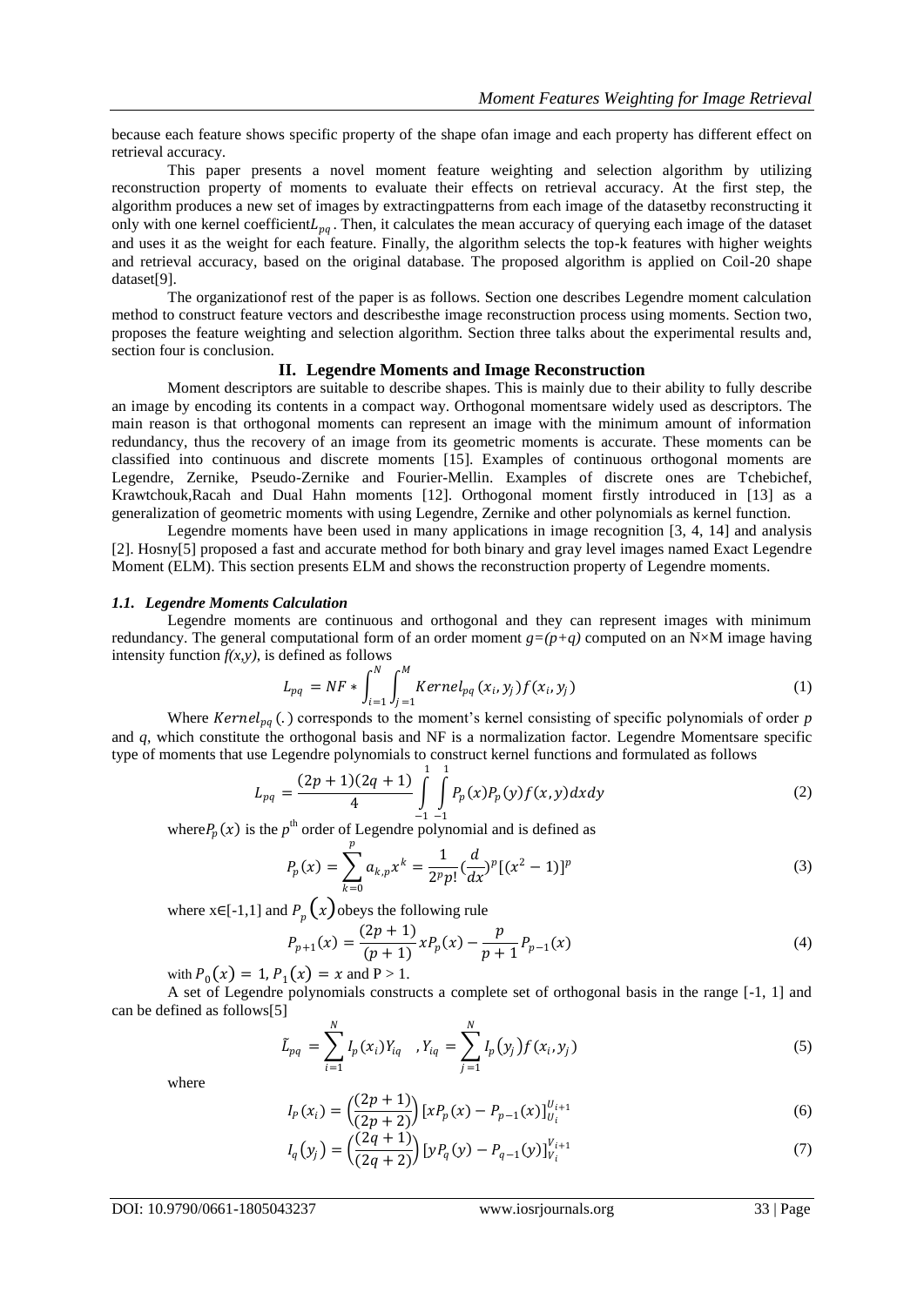because each feature shows specific property of the shape ofan image and each property has different effect on retrieval accuracy.

This paper presents a novel moment feature weighting and selection algorithm by utilizing reconstruction property of moments to evaluate their effects on retrieval accuracy. At the first step, the algorithm produces a new set of images by extractingpatterns from each image of the datasetby reconstructing it only with one kernel coefficient$L_{pq}$. Then, it calculates the mean accuracy of querying each image of the dataset and uses it as the weight for each feature. Finally, the algorithm selects the top-k features with higher weights and retrieval accuracy, based on the original database. The proposed algorithm is applied on Coil-20 shape dataset[9].

The organizationof rest of the paper is as follows. Section one describes Legendre moment calculation method to construct feature vectors and describesthe image reconstruction process using moments. Section two, proposes the feature weighting and selection algorithm. Section three talks about the experimental results and, section four is conclusion.

## II. Legendre Moments and Image Reconstruction

Moment descriptors are suitable to describe shapes. This is mainly due to their ability to fully describe an image by encoding its contents in a compact way. Orthogonal momentsare widely used as descriptors. The main reason is that orthogonal moments can represent an image with the minimum amount of information redundancy, thus the recovery of an image from its geometric moments is accurate. These moments can be classified into continuous and discrete moments [15]. Examples of continuous orthogonal moments are Legendre, Zernike, Pseudo-Zernike and Fourier-Mellin. Examples of discrete ones are Tchebichef, Krawtchouk,Racah and Dual Hahn moments [12]. Orthogonal moment firstly introduced in [13] as a generalization of geometric moments with using Legendre, Zernike and other polynomials as kernel function.

Legendre moments have been used in many applications in image recognition [3, 4, 14] and analysis [2]. Hosny[5] proposed a fast and accurate method for both binary and gray level images named Exact Legendre Moment (ELM). This section presents ELM and shows the reconstruction property of Legendre moments.

### *1.1. Legendre Moments Calculation*

Legendre moments are continuous and orthogonal and they can represent images with minimum redundancy. The general computational form of an order moment $g=(p+q)$ computed on an N×M image having intensity function $f(x,y)$, is defined as follows

$$L_{pq} = NF * \int_{i=1}^{N} \int_{j=1}^{M} Kernel_{pq}(x_i, y_j) f(x_i, y_j) \tag{1}$$

Where $Kernel_{pq}(.)$ corresponds to the moment's kernel consisting of specific polynomials of order $p$ and $q$, which constitute the orthogonal basis and NF is a normalization factor. Legendre Momentsare specific type of moments that use Legendre polynomials to construct kernel functions and formulated as follows

$$L_{pq} = \frac{(2p+1)(2q+1)}{4} \int_{-1}^{1} \int_{-1}^{1} P_p(x) P_p(y) f(x,y)\, dx dy \tag{2}$$

where$P_p(x)$ is the $p^{th}$ order of Legendre polynomial and is defined as

$$P_p(x) = \sum_{k=0}^{p} a_{k,p} x^k = \frac{1}{2^p p!} \left(\frac{d}{dx}\right)^p [(x^2-1)]^p \tag{3}$$

where x∈[-1,1] and $P_p(x)$ obeys the following rule

$$P_{p+1}(x) = \frac{(2p+1)}{(p+1)} x P_p(x) - \frac{p}{p+1} P_{p-1}(x) \tag{4}$$

with $P_0(x) = 1$, $P_1(x) = x$ and P > 1.

A set of Legendre polynomials constructs a complete set of orthogonal basis in the range [-1, 1] and can be defined as follows[5]

$$\tilde{L}_{pq} = \sum_{i=1}^{N} I_p(x_i) Y_{iq} \quad , Y_{iq} = \sum_{j=1}^{N} I_p(y_j) f(x_i, y_j) \tag{5}$$

where

$$I_P(x_i) = \left(\frac{(2p+1)}{(2p+2)}\right) [x P_p(x) - P_{p-1}(x)]_{U_i}^{U_{i+1}} \tag{6}$$

$$I_q(y_j) = \left(\frac{(2q+1)}{(2q+2)}\right) [y P_q(y) - P_{q-1}(y)]_{V_i}^{V_{i+1}} \tag{7}$$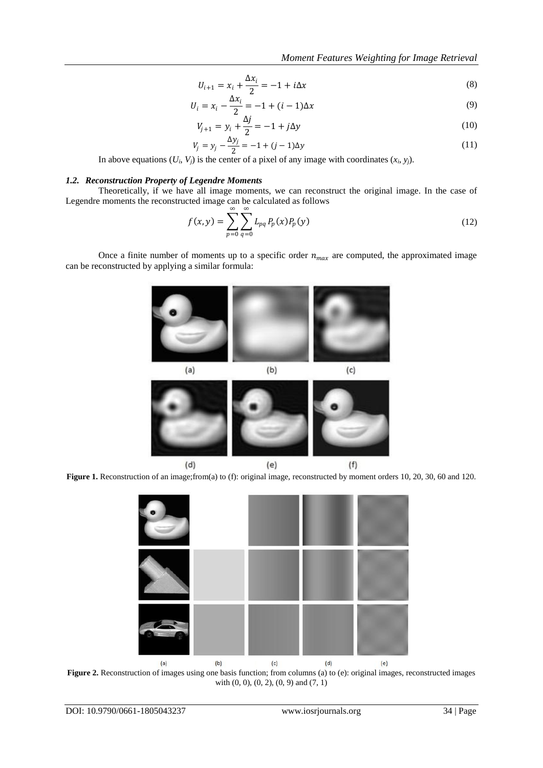$$U_{i+1} = x_i + \frac{\Delta x_i}{2} = -1 + i\Delta x \tag{8}$$

$$U_i = x_i - \frac{\Delta x_i}{2} = -1 + (i-1)\Delta x \tag{9}$$

$$V_{j+1} = y_i + \frac{\Delta j}{2} = -1 + j\Delta y \tag{10}$$

$$V_j = y_j - \frac{\Delta y_j}{2} = -1 + (j-1)\Delta y \tag{11}$$

In above equations ($U_i$, $V_j$) is the center of a pixel of any image with coordinates ($x_i$, $y_j$).

### *1.2. Reconstruction Property of Legendre Moments*

Theoretically, if we have all image moments, we can reconstruct the original image. In the case of Legendre moments the reconstructed image can be calculated as follows

$$f(x,y) = \sum_{p=0}^{\infty} \sum_{q=0}^{\infty} L_{pq} P_p(x) P_p(y) \tag{12}$$

Once a finite number of moments up to a specific order $n_{max}$ are computed, the approximated image can be reconstructed by applying a similar formula:

**Figure 1.** Reconstruction of an image;from(a) to (f): original image, reconstructed by moment orders 10, 20, 30, 60 and 120.

**Figure 2.** Reconstruction of images using one basis function; from columns (a) to (e): original images, reconstructed images with (0, 0), (0, 2), (0, 9) and (7, 1)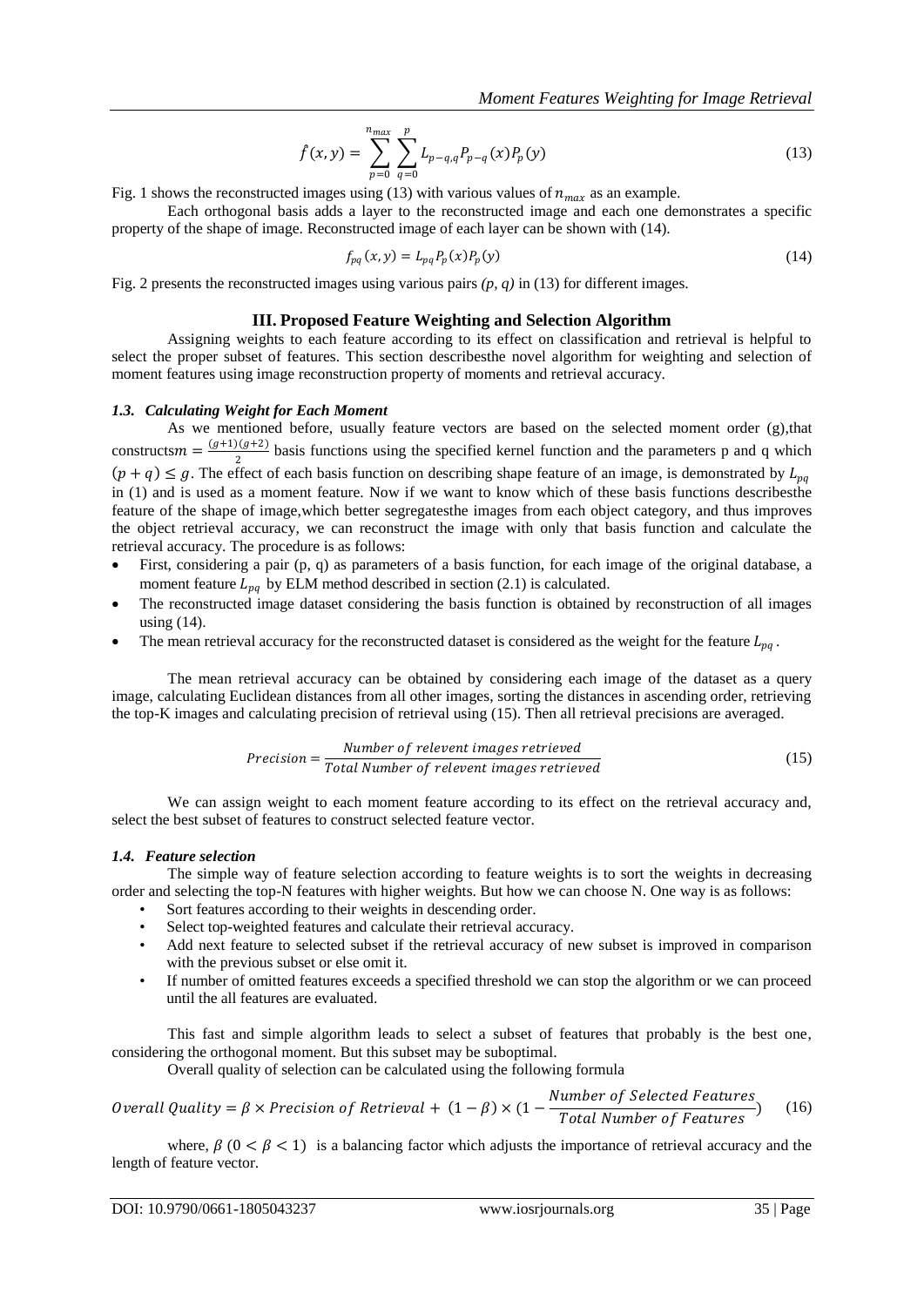$$\hat{f}(x,y) = \sum_{p=0}^{n_{max}} \sum_{q=0}^{p} L_{p-q,q} P_{p-q}(x) P_p(y) \tag{13}$$

Fig. 1 shows the reconstructed images using (13) with various values of $n_{max}$ as an example.

Each orthogonal basis adds a layer to the reconstructed image and each one demonstrates a specific property of the shape of image. Reconstructed image of each layer can be shown with (14).

$$f_{pq}(x,y) = L_{pq} P_p(x) P_p(y) \tag{14}$$

Fig. 2 presents the reconstructed images using various pairs *(p, q)* in (13) for different images.

## III. Proposed Feature Weighting and Selection Algorithm

Assigning weights to each feature according to its effect on classification and retrieval is helpful to select the proper subset of features. This section describesthe novel algorithm for weighting and selection of moment features using image reconstruction property of moments and retrieval accuracy.

### *1.3. Calculating Weight for Each Moment*

As we mentioned before, usually feature vectors are based on the selected moment order (g),that constructs$m = \frac{(g+1)(g+2)}{2}$ basis functions using the specified kernel function and the parameters p and q which $(p+q) \leq g$. The effect of each basis function on describing shape feature of an image, is demonstrated by $L_{pq}$ in (1) and is used as a moment feature. Now if we want to know which of these basis functions describesthe feature of the shape of image,which better segregatesthe images from each object category, and thus improves the object retrieval accuracy, we can reconstruct the image with only that basis function and calculate the retrieval accuracy. The procedure is as follows:

- First, considering a pair (p, q) as parameters of a basis function, for each image of the original database, a moment feature $L_{pq}$ by ELM method described in section (2.1) is calculated.
- The reconstructed image dataset considering the basis function is obtained by reconstruction of all images using (14).
- The mean retrieval accuracy for the reconstructed dataset is considered as the weight for the feature $L_{pq}$.

The mean retrieval accuracy can be obtained by considering each image of the dataset as a query image, calculating Euclidean distances from all other images, sorting the distances in ascending order, retrieving the top-K images and calculating precision of retrieval using (15). Then all retrieval precisions are averaged.

$$Precision = \frac{Number\ of\ relevent\ images\ retrieved}{Total\ Number\ of\ relevent\ images\ retrieved} \tag{15}$$

We can assign weight to each moment feature according to its effect on the retrieval accuracy and, select the best subset of features to construct selected feature vector.

### *1.4. Feature selection*

The simple way of feature selection according to feature weights is to sort the weights in decreasing order and selecting the top-N features with higher weights. But how we can choose N. One way is as follows:

- Sort features according to their weights in descending order.
- Select top-weighted features and calculate their retrieval accuracy.
- Add next feature to selected subset if the retrieval accuracy of new subset is improved in comparison with the previous subset or else omit it.
- If number of omitted features exceeds a specified threshold we can stop the algorithm or we can proceed until the all features are evaluated.

This fast and simple algorithm leads to select a subset of features that probably is the best one, considering the orthogonal moment. But this subset may be suboptimal.

Overall quality of selection can be calculated using the following formula

$$Overall\ Quality = \beta \times Precision\ of\ Retrieval + (1-\beta) \times \left(1 - \frac{Number\ of\ Selected\ Features}{Total\ Number\ of\ Features}\right) \tag{16}$$

where, $\beta\ (0 < \beta < 1)$ is a balancing factor which adjusts the importance of retrieval accuracy and the length of feature vector.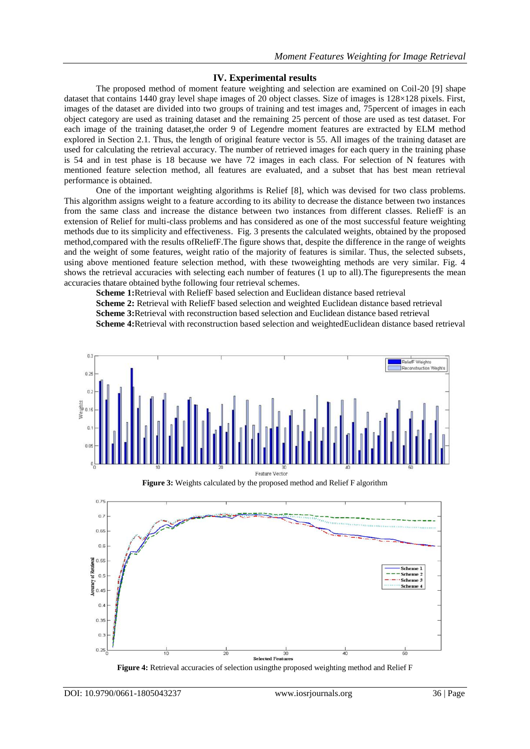## IV. Experimental results

The proposed method of moment feature weighting and selection are examined on Coil-20 [9] shape dataset that contains 1440 gray level shape images of 20 object classes. Size of images is 128×128 pixels. First, images of the dataset are divided into two groups of training and test images and, 75percent of images in each object category are used as training dataset and the remaining 25 percent of those are used as test dataset. For each image of the training dataset,the order 9 of Legendre moment features are extracted by ELM method explored in Section 2.1. Thus, the length of original feature vector is 55. All images of the training dataset are used for calculating the retrieval accuracy. The number of retrieved images for each query in the training phase is 54 and in test phase is 18 because we have 72 images in each class. For selection of N features with mentioned feature selection method, all features are evaluated, and a subset that has best mean retrieval performance is obtained.

One of the important weighting algorithms is Relief [8], which was devised for two class problems. This algorithm assigns weight to a feature according to its ability to decrease the distance between two instances from the same class and increase the distance between two instances from different classes. ReliefF is an extension of Relief for multi-class problems and has considered as one of the most successful feature weighting methods due to its simplicity and effectiveness. Fig. 3 presents the calculated weights, obtained by the proposed method,compared with the results ofReliefF.The figure shows that, despite the difference in the range of weights and the weight of some features, weight ratio of the majority of features is similar. Thus, the selected subsets, using above mentioned feature selection method, with these twoweighting methods are very similar. Fig. 4 shows the retrieval accuracies with selecting each number of features (1 up to all).The figurepresents the mean accuracies thatare obtained bythe following four retrieval schemes.

**Scheme 1:**Retrieval with ReliefF based selection and Euclidean distance based retrieval

**Scheme 2:** Retrieval with ReliefF based selection and weighted Euclidean distance based retrieval

**Scheme 3:**Retrieval with reconstruction based selection and Euclidean distance based retrieval

**Scheme 4:**Retrieval with reconstruction based selection and weightedEuclidean distance based retrieval

**Figure 3:** Weights calculated by the proposed method and Relief F algorithm

**Figure 4:** Retrieval accuracies of selection usingthe proposed weighting method and Relief F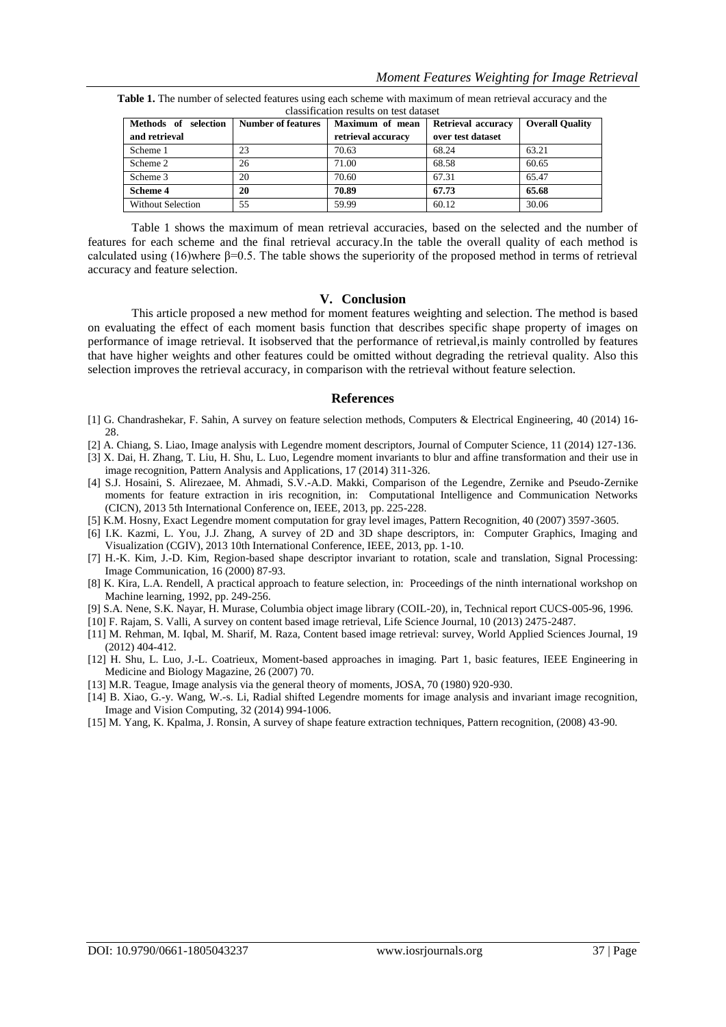**Table 1.** The number of selected features using each scheme with maximum of mean retrieval accuracy and the classification results on test dataset

| Methods of selection and retrieval | Number of features | Maximum of mean retrieval accuracy | Retrieval accuracy over test dataset | Overall Quality |
|---|---|---|---|---|
| Scheme 1 | 23 | 70.63 | 68.24 | 63.21 |
| Scheme 2 | 26 | 71.00 | 68.58 | 60.65 |
| Scheme 3 | 20 | 70.60 | 67.31 | 65.47 |
| **Scheme 4** | **20** | **70.89** | **67.73** | **65.68** |
| Without Selection | 55 | 59.99 | 60.12 | 30.06 |

Table 1 shows the maximum of mean retrieval accuracies, based on the selected and the number of features for each scheme and the final retrieval accuracy.In the table the overall quality of each method is calculated using (16)where $\beta=0.5$. The table shows the superiority of the proposed method in terms of retrieval accuracy and feature selection.

## V. Conclusion

This article proposed a new method for moment features weighting and selection. The method is based on evaluating the effect of each moment basis function that describes specific shape property of images on performance of image retrieval. It isobserved that the performance of retrieval,is mainly controlled by features that have higher weights and other features could be omitted without degrading the retrieval quality. Also this selection improves the retrieval accuracy, in comparison with the retrieval without feature selection.

## References

[1] G. Chandrashekar, F. Sahin, A survey on feature selection methods, Computers & Electrical Engineering, 40 (2014) 16-28.

[2] A. Chiang, S. Liao, Image analysis with Legendre moment descriptors, Journal of Computer Science, 11 (2014) 127-136.

[3] X. Dai, H. Zhang, T. Liu, H. Shu, L. Luo, Legendre moment invariants to blur and affine transformation and their use in image recognition, Pattern Analysis and Applications, 17 (2014) 311-326.

[4] S.J. Hosaini, S. Alirezaee, M. Ahmadi, S.V.-A.D. Makki, Comparison of the Legendre, Zernike and Pseudo-Zernike moments for feature extraction in iris recognition, in: Computational Intelligence and Communication Networks (CICN), 2013 5th International Conference on, IEEE, 2013, pp. 225-228.

[5] K.M. Hosny, Exact Legendre moment computation for gray level images, Pattern Recognition, 40 (2007) 3597-3605.

[6] I.K. Kazmi, L. You, J.J. Zhang, A survey of 2D and 3D shape descriptors, in: Computer Graphics, Imaging and Visualization (CGIV), 2013 10th International Conference, IEEE, 2013, pp. 1-10.

[7] H.-K. Kim, J.-D. Kim, Region-based shape descriptor invariant to rotation, scale and translation, Signal Processing: Image Communication, 16 (2000) 87-93.

[8] K. Kira, L.A. Rendell, A practical approach to feature selection, in: Proceedings of the ninth international workshop on Machine learning, 1992, pp. 249-256.

[9] S.A. Nene, S.K. Nayar, H. Murase, Columbia object image library (COIL-20), in, Technical report CUCS-005-96, 1996.

[10] F. Rajam, S. Valli, A survey on content based image retrieval, Life Science Journal, 10 (2013) 2475-2487.

[11] M. Rehman, M. Iqbal, M. Sharif, M. Raza, Content based image retrieval: survey, World Applied Sciences Journal, 19 (2012) 404-412.

[12] H. Shu, L. Luo, J.-L. Coatrieux, Moment-based approaches in imaging. Part 1, basic features, IEEE Engineering in Medicine and Biology Magazine, 26 (2007) 70.

[13] M.R. Teague, Image analysis via the general theory of moments, JOSA, 70 (1980) 920-930.

[14] B. Xiao, G.-y. Wang, W.-s. Li, Radial shifted Legendre moments for image analysis and invariant image recognition, Image and Vision Computing, 32 (2014) 994-1006.

[15] M. Yang, K. Kpalma, J. Ronsin, A survey of shape feature extraction techniques, Pattern recognition, (2008) 43-90.